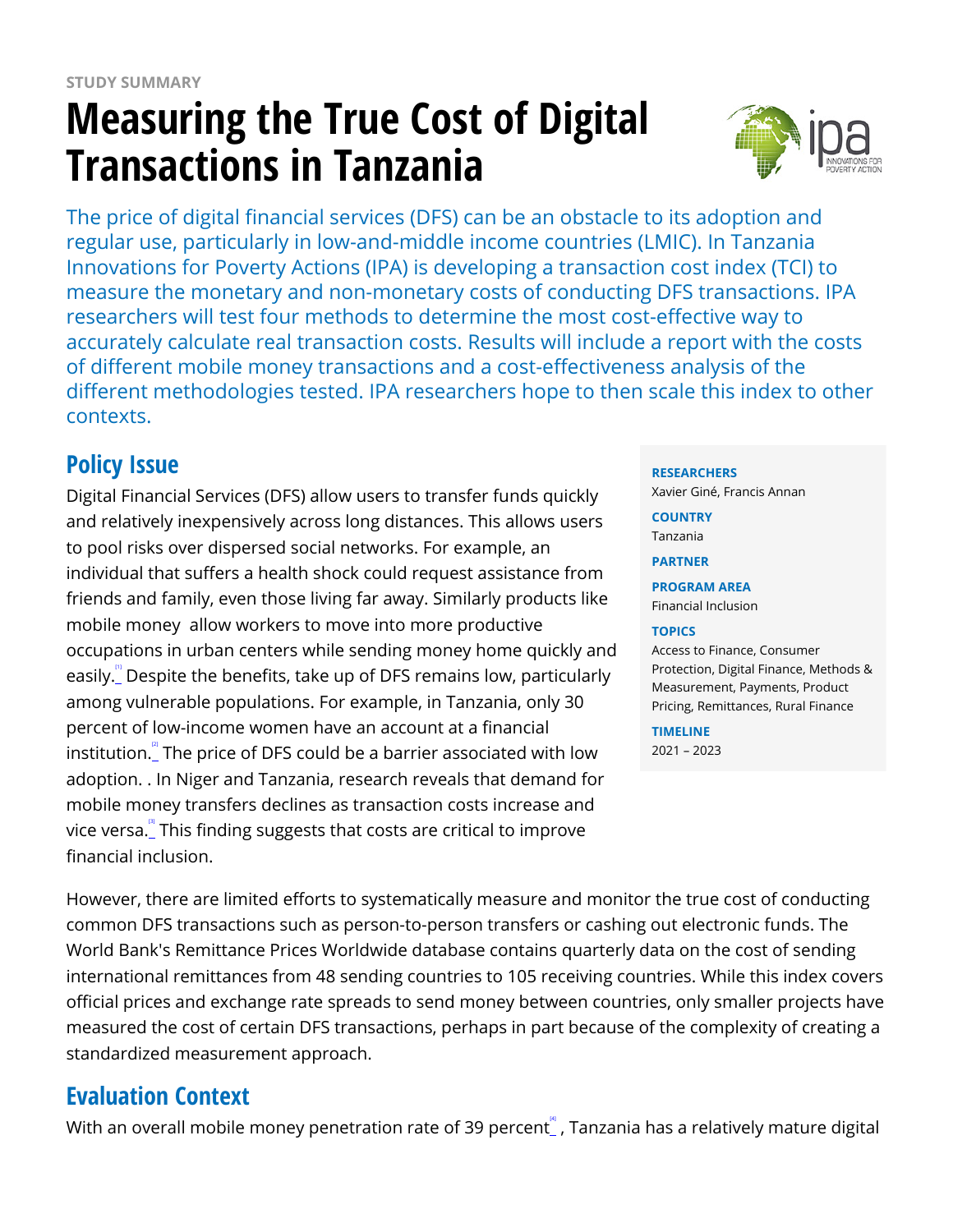STUDY SUMMARY

# Measuring the True Cost of Digital Transactions in Tanzania

The price of digital financial services (DFS) can be an obstacle to its adoption and regular use, particularly in low-and-middle income countries (LMIC). In Tanzania Innovations for Poverty Actions (IPA) is developing a transaction cost index (TCI) to measure the monetary and non-monetary costs of conducting DFS transactions. IPA researchers will test four methods to determine the most cost-effective way to accurately calculate real transaction costs. Results will include a report with the costs of different mobile money transactions and a cost-effectiveness analysis of the different methodologies tested. IPA researchers hope to then scale this index to other contexts.

**RESEARCHERS**
Xavier Giné, Francis Annan

**COUNTRY**
Tanzania

**PARTNER**

**PROGRAM AREA**
Financial Inclusion

**TOPICS**
Access to Finance, Consumer Protection, Digital Finance, Methods & Measurement, Payments, Product Pricing, Remittances, Rural Finance

**TIMELINE**
2021 – 2023

## Policy Issue

Digital Financial Services (DFS) allow users to transfer funds quickly and relatively inexpensively across long distances. This allows users to pool risks over dispersed social networks. For example, an individual that suffers a health shock could request assistance from friends and family, even those living far away. Similarly products like mobile money allow workers to move into more productive occupations in urban centers while sending money home quickly and easily.[1] Despite the benefits, take up of DFS remains low, particularly among vulnerable populations. For example, in Tanzania, only 30 percent of low-income women have an account at a financial institution.[2] The price of DFS could be a barrier associated with low adoption. . In Niger and Tanzania, research reveals that demand for mobile money transfers declines as transaction costs increase and vice versa.[3] This finding suggests that costs are critical to improve financial inclusion.

However, there are limited efforts to systematically measure and monitor the true cost of conducting common DFS transactions such as person-to-person transfers or cashing out electronic funds. The World Bank's Remittance Prices Worldwide database contains quarterly data on the cost of sending international remittances from 48 sending countries to 105 receiving countries. While this index covers official prices and exchange rate spreads to send money between countries, only smaller projects have measured the cost of certain DFS transactions, perhaps in part because of the complexity of creating a standardized measurement approach.

## Evaluation Context

With an overall mobile money penetration rate of 39 percent[4], Tanzania has a relatively mature digital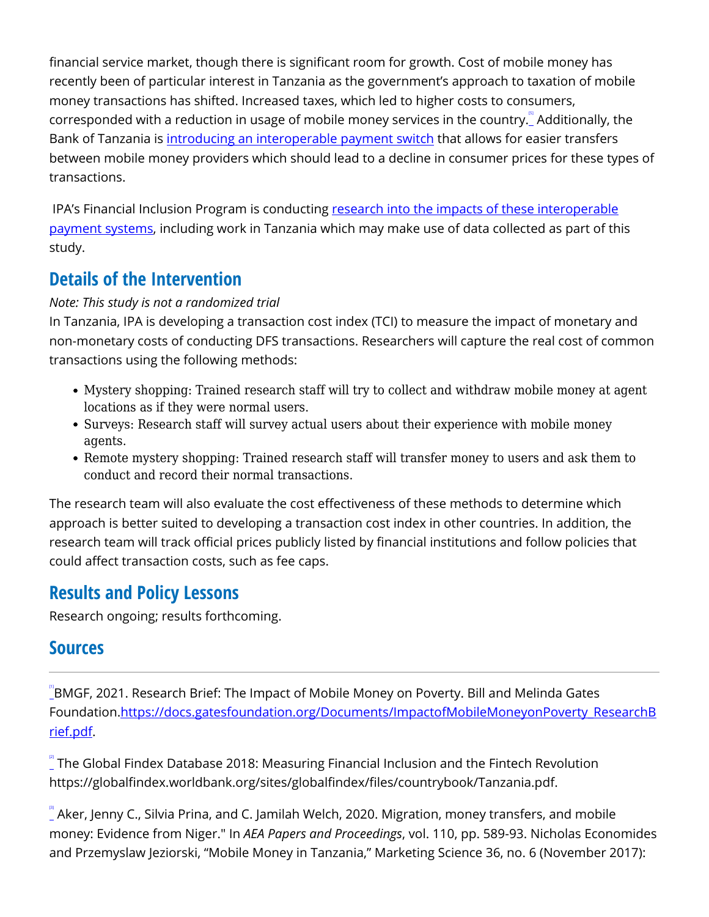financial service market, though there is significant room for growth. Cost of mobile money has recently been of particular interest in Tanzania as the government's approach to taxation of mobile money transactions has shifted. Increased taxes, which led to higher costs to consumers, corresponded with a reduction in usage of mobile money services in the country.[5] Additionally, the Bank of Tanzania is [introducing an interoperable payment switch](#) that allows for easier transfers between mobile money providers which should lead to a decline in consumer prices for these types of transactions.

IPA's Financial Inclusion Program is conducting [research into the impacts of these interoperable payment systems](#), including work in Tanzania which may make use of data collected as part of this study.

## Details of the Intervention

*Note: This study is not a randomized trial*

In Tanzania, IPA is developing a transaction cost index (TCI) to measure the impact of monetary and non-monetary costs of conducting DFS transactions. Researchers will capture the real cost of common transactions using the following methods:

- Mystery shopping: Trained research staff will try to collect and withdraw mobile money at agent locations as if they were normal users.
- Surveys: Research staff will survey actual users about their experience with mobile money agents.
- Remote mystery shopping: Trained research staff will transfer money to users and ask them to conduct and record their normal transactions.

The research team will also evaluate the cost effectiveness of these methods to determine which approach is better suited to developing a transaction cost index in other countries. In addition, the research team will track official prices publicly listed by financial institutions and follow policies that could affect transaction costs, such as fee caps.

## Results and Policy Lessons

Research ongoing; results forthcoming.

## Sources

[1] BMGF, 2021. Research Brief: The Impact of Mobile Money on Poverty. Bill and Melinda Gates Foundation.[https://docs.gatesfoundation.org/Documents/ImpactofMobileMoneyonPoverty_ResearchBrief.pdf](https://docs.gatesfoundation.org/Documents/ImpactofMobileMoneyonPoverty_ResearchBrief.pdf).

[2] The Global Findex Database 2018: Measuring Financial Inclusion and the Fintech Revolution https://globalfindex.worldbank.org/sites/globalfindex/files/countrybook/Tanzania.pdf.

[3] Aker, Jenny C., Silvia Prina, and C. Jamilah Welch, 2020. Migration, money transfers, and mobile money: Evidence from Niger." In *AEA Papers and Proceedings*, vol. 110, pp. 589-93. Nicholas Economides and Przemyslaw Jeziorski, "Mobile Money in Tanzania," Marketing Science 36, no. 6 (November 2017):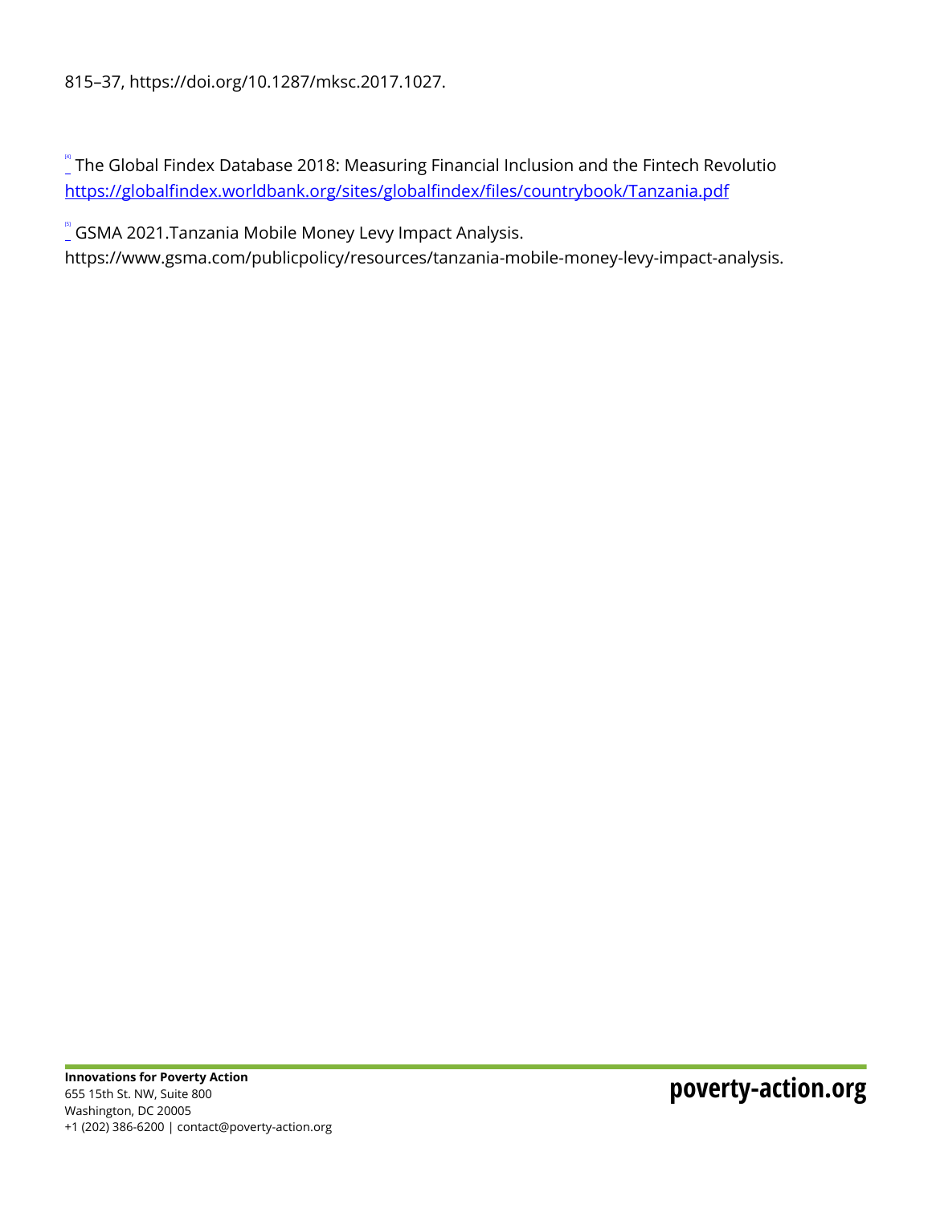815–37, https://doi.org/10.1287/mksc.2017.1027.

[4] The Global Findex Database 2018: Measuring Financial Inclusion and the Fintech Revolutio https://globalfindex.worldbank.org/sites/globalfindex/files/countrybook/Tanzania.pdf

[5] GSMA 2021.Tanzania Mobile Money Levy Impact Analysis. https://www.gsma.com/publicpolicy/resources/tanzania-mobile-money-levy-impact-analysis.

**Innovations for Poverty Action**
655 15th St. NW, Suite 800
Washington, DC 20005
+1 (202) 386-6200 | contact@poverty-action.org

**poverty-action.org**